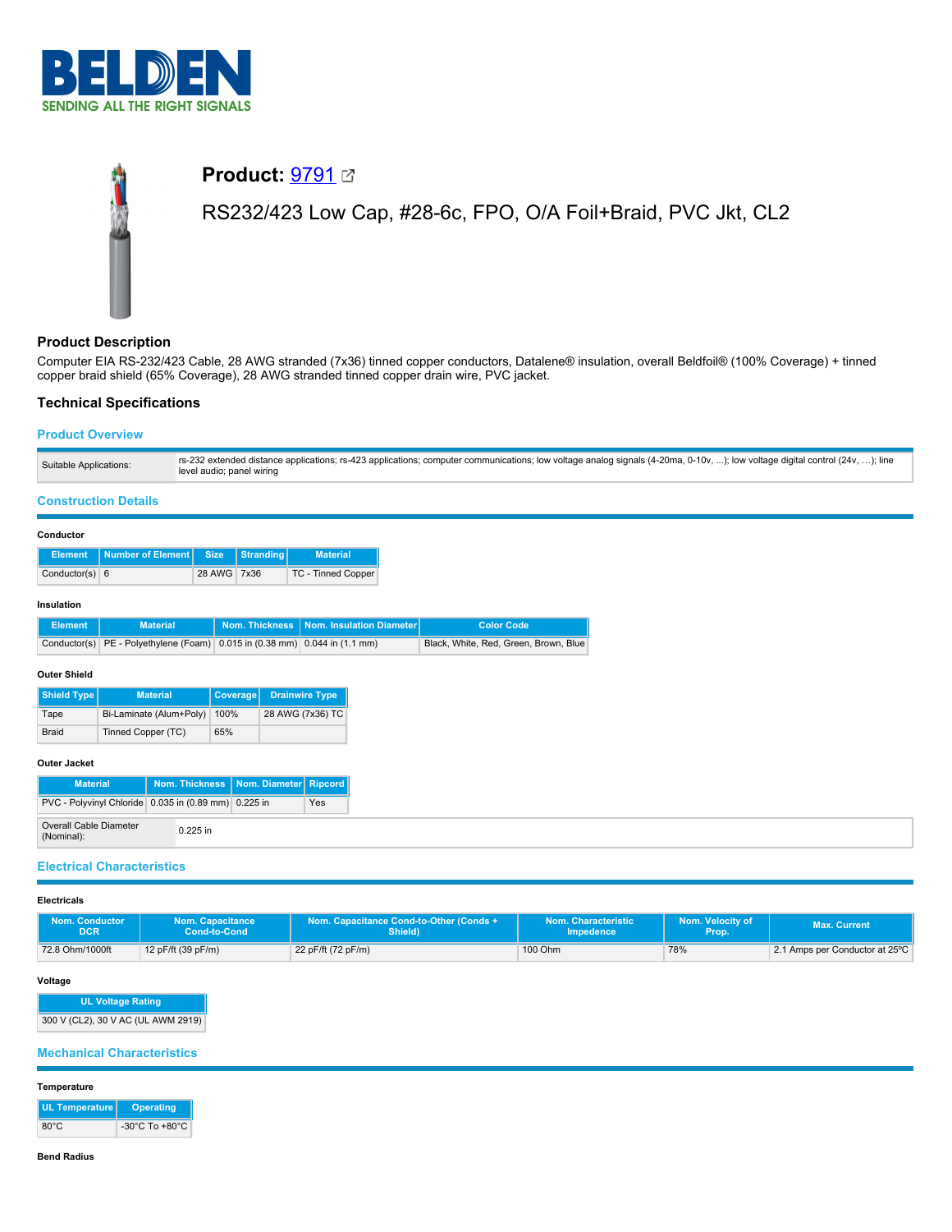# Product: 9791

RS232/423 Low Cap, #28-6c, FPO, O/A Foil+Braid, PVC Jkt, CL2

## Product Description

Computer EIA RS-232/423 Cable, 28 AWG stranded (7x36) tinned copper conductors, Datalene® insulation, overall Beldfoil® (100% Coverage) + tinned copper braid shield (65% Coverage), 28 AWG stranded tinned copper drain wire, PVC jacket.

## Technical Specifications

### Product Overview

| | |
|---|---|
| Suitable Applications: | rs-232 extended distance applications; rs-423 applications; computer communications; low voltage analog signals (4-20ma, 0-10v, ...); low voltage digital control (24v, ...); line level audio; panel wiring |

### Construction Details

#### Conductor

| Element | Number of Element | Size | Stranding | Material |
|---|---|---|---|---|
| Conductor(s) | 6 | 28 AWG | 7x36 | TC - Tinned Copper |

#### Insulation

| Element | Material | Nom. Thickness | Nom. Insulation Diameter | Color Code |
|---|---|---|---|---|
| Conductor(s) | PE - Polyethylene (Foam) | 0.015 in (0.38 mm) | 0.044 in (1.1 mm) | Black, White, Red, Green, Brown, Blue |

#### Outer Shield

| Shield Type | Material | Coverage | Drainwire Type |
|---|---|---|---|
| Tape | Bi-Laminate (Alum+Poly) | 100% | 28 AWG (7x36) TC |
| Braid | Tinned Copper (TC) | 65% | |

#### Outer Jacket

| Material | Nom. Thickness | Nom. Diameter | Ripcord |
|---|---|---|---|
| PVC - Polyvinyl Chloride | 0.035 in (0.89 mm) | 0.225 in | Yes |

| | |
|---|---|
| Overall Cable Diameter (Nominal): | 0.225 in |

### Electrical Characteristics

#### Electricals

| Nom. Conductor DCR | Nom. Capacitance Cond-to-Cond | Nom. Capacitance Cond-to-Other (Conds + Shield) | Nom. Characteristic Impedence | Nom. Velocity of Prop. | Max. Current |
|---|---|---|---|---|---|
| 72.8 Ohm/1000ft | 12 pF/ft (39 pF/m) | 22 pF/ft (72 pF/m) | 100 Ohm | 78% | 2.1 Amps per Conductor at 25ºC |

#### Voltage

| UL Voltage Rating |
|---|
| 300 V (CL2), 30 V AC (UL AWM 2919) |

### Mechanical Characteristics

#### Temperature

| UL Temperature | Operating |
|---|---|
| 80°C | -30°C To +80°C |

#### Bend Radius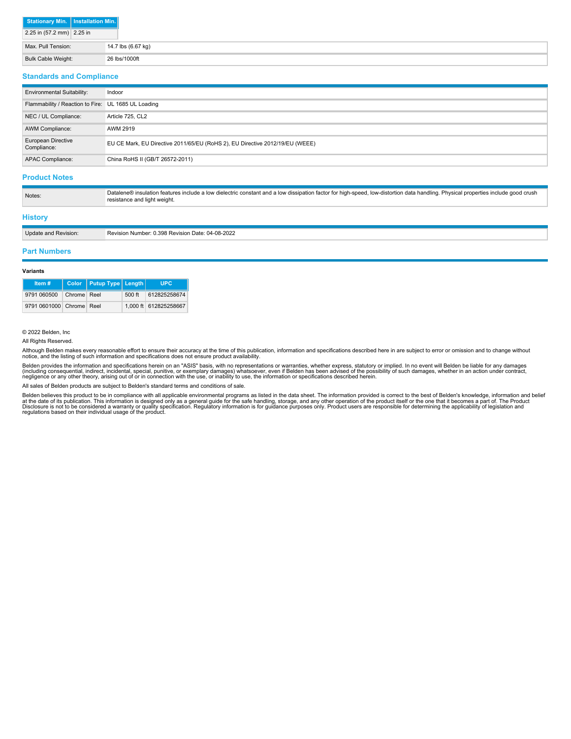| Stationary Min. | Installation Min. |
| --- | --- |
| 2.25 in (57.2 mm) | 2.25 in |

| | |
| --- | --- |
| Max. Pull Tension: | 14.7 lbs (6.67 kg) |
| Bulk Cable Weight: | 26 lbs/1000ft |

## Standards and Compliance

| | |
| --- | --- |
| Environmental Suitability: | Indoor |
| Flammability / Reaction to Fire: | UL 1685 UL Loading |
| NEC / UL Compliance: | Article 725, CL2 |
| AWM Compliance: | AWM 2919 |
| European Directive Compliance: | EU CE Mark, EU Directive 2011/65/EU (RoHS 2), EU Directive 2012/19/EU (WEEE) |
| APAC Compliance: | China RoHS II (GB/T 26572-2011) |

## Product Notes

| | |
| --- | --- |
| Notes: | Datalene® insulation features include a low dielectric constant and a low dissipation factor for high-speed, low-distortion data handling. Physical properties include good crush resistance and light weight. |

## History

| | |
| --- | --- |
| Update and Revision: | Revision Number: 0.398 Revision Date: 04-08-2022 |

## Part Numbers

**Variants**

| Item # | Color | Putup Type | Length | UPC |
| --- | --- | --- | --- | --- |
| 9791 060500 | Chrome | Reel | 500 ft | 612825258674 |
| 9791 0601000 | Chrome | Reel | 1,000 ft | 612825258667 |

© 2022 Belden, Inc

All Rights Reserved.

Although Belden makes every reasonable effort to ensure their accuracy at the time of this publication, information and specifications described here in are subject to error or omission and to change without notice, and the listing of such information and specifications does not ensure product availability.

Belden provides the information and specifications herein on an "ASIS" basis, with no representations or warranties, whether express, statutory or implied. In no event will Belden be liable for any damages (including consequential, indirect, incidental, special, punitive, or exemplary damages) whatsoever, even if Belden has been advised of the possibility of such damages, whether in an action under contract, negligence or any other theory, arising out of or in connection with the use, or inability to use, the information or specifications described herein.

All sales of Belden products are subject to Belden's standard terms and conditions of sale.

Belden believes this product to be in compliance with all applicable environmental programs as listed in the data sheet. The information provided is correct to the best of Belden's knowledge, information and belief at the date of its publication. This information is designed only as a general guide for the safe handling, storage, and any other operation of the product itself or the one that it becomes a part of. The Product Disclosure is not to be considered a warranty or quality specification. Regulatory information is for guidance purposes only. Product users are responsible for determining the applicability of legislation and regulations based on their individual usage of the product.